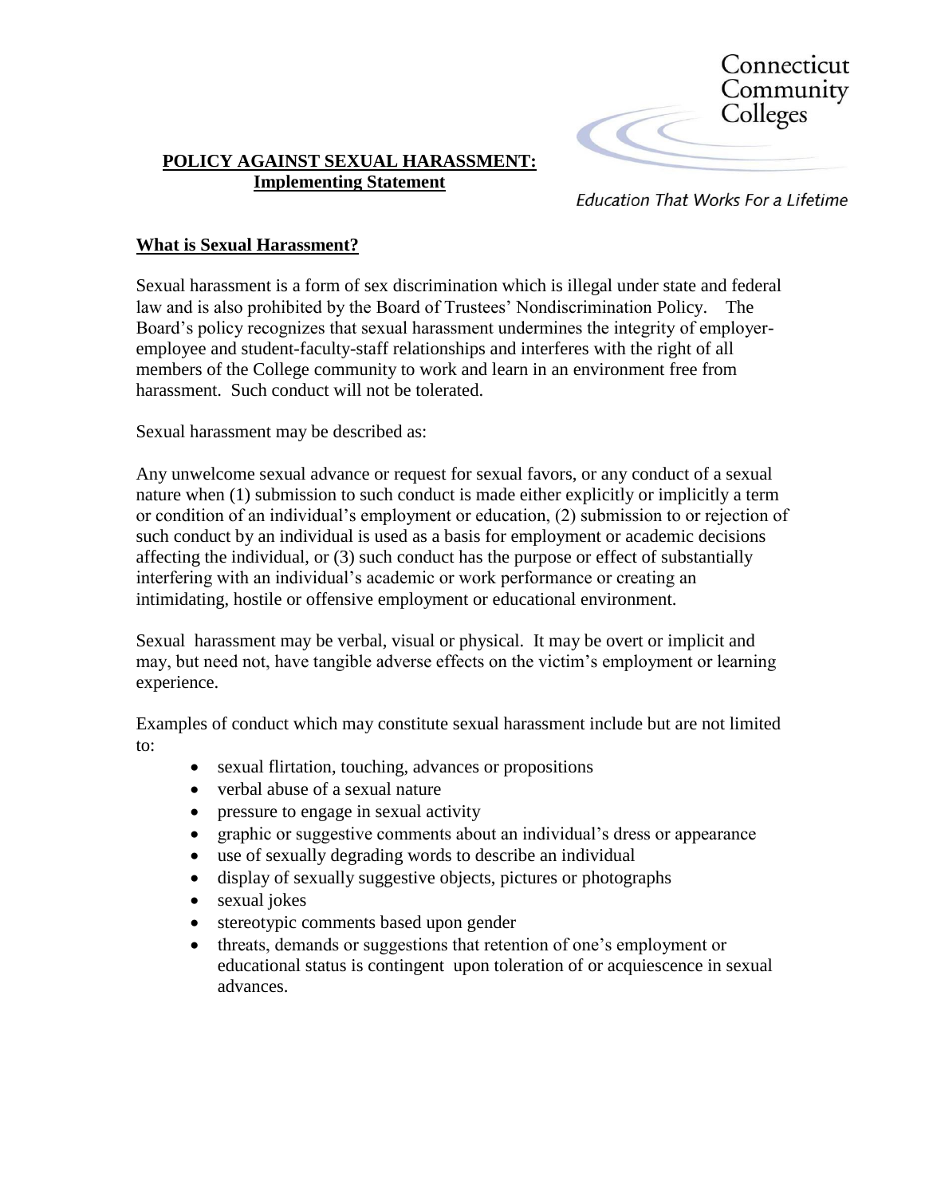Connecticut Community Colleges

*Education That Works For a Lifetime*

# POLICY AGAINST SEXUAL HARASSMENT: Implementing Statement

## What is Sexual Harassment?

Sexual harassment is a form of sex discrimination which is illegal under state and federal law and is also prohibited by the Board of Trustees' Nondiscrimination Policy. The Board's policy recognizes that sexual harassment undermines the integrity of employer-employee and student-faculty-staff relationships and interferes with the right of all members of the College community to work and learn in an environment free from harassment. Such conduct will not be tolerated.

Sexual harassment may be described as:

Any unwelcome sexual advance or request for sexual favors, or any conduct of a sexual nature when (1) submission to such conduct is made either explicitly or implicitly a term or condition of an individual's employment or education, (2) submission to or rejection of such conduct by an individual is used as a basis for employment or academic decisions affecting the individual, or (3) such conduct has the purpose or effect of substantially interfering with an individual's academic or work performance or creating an intimidating, hostile or offensive employment or educational environment.

Sexual harassment may be verbal, visual or physical. It may be overt or implicit and may, but need not, have tangible adverse effects on the victim's employment or learning experience.

Examples of conduct which may constitute sexual harassment include but are not limited to:

- sexual flirtation, touching, advances or propositions
- verbal abuse of a sexual nature
- pressure to engage in sexual activity
- graphic or suggestive comments about an individual's dress or appearance
- use of sexually degrading words to describe an individual
- display of sexually suggestive objects, pictures or photographs
- sexual jokes
- stereotypic comments based upon gender
- threats, demands or suggestions that retention of one's employment or educational status is contingent upon toleration of or acquiescence in sexual advances.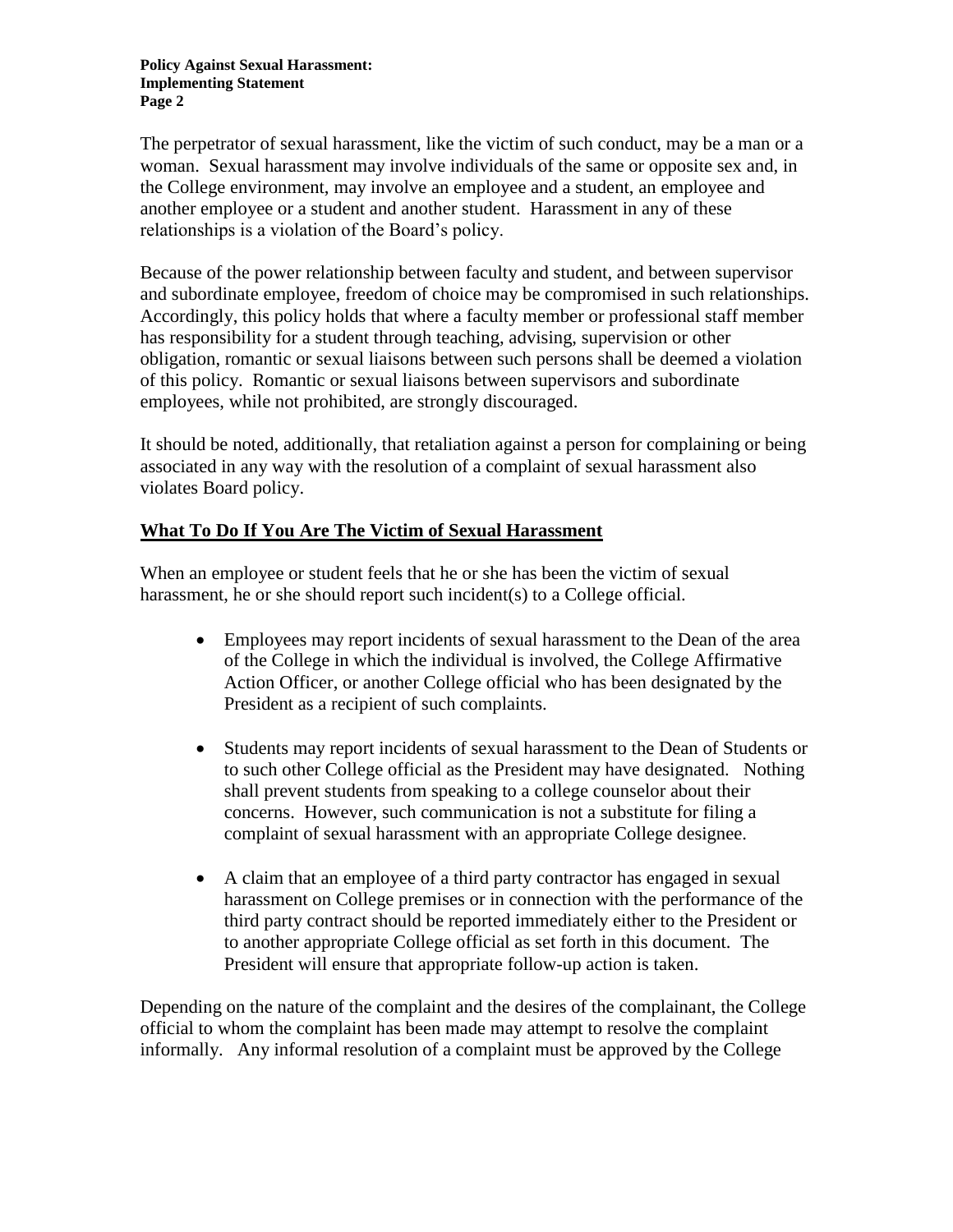The perpetrator of sexual harassment, like the victim of such conduct, may be a man or a woman. Sexual harassment may involve individuals of the same or opposite sex and, in the College environment, may involve an employee and a student, an employee and another employee or a student and another student. Harassment in any of these relationships is a violation of the Board's policy.

Because of the power relationship between faculty and student, and between supervisor and subordinate employee, freedom of choice may be compromised in such relationships. Accordingly, this policy holds that where a faculty member or professional staff member has responsibility for a student through teaching, advising, supervision or other obligation, romantic or sexual liaisons between such persons shall be deemed a violation of this policy. Romantic or sexual liaisons between supervisors and subordinate employees, while not prohibited, are strongly discouraged.

It should be noted, additionally, that retaliation against a person for complaining or being associated in any way with the resolution of a complaint of sexual harassment also violates Board policy.

## What To Do If You Are The Victim of Sexual Harassment

When an employee or student feels that he or she has been the victim of sexual harassment, he or she should report such incident(s) to a College official.

- Employees may report incidents of sexual harassment to the Dean of the area of the College in which the individual is involved, the College Affirmative Action Officer, or another College official who has been designated by the President as a recipient of such complaints.

- Students may report incidents of sexual harassment to the Dean of Students or to such other College official as the President may have designated. Nothing shall prevent students from speaking to a college counselor about their concerns. However, such communication is not a substitute for filing a complaint of sexual harassment with an appropriate College designee.

- A claim that an employee of a third party contractor has engaged in sexual harassment on College premises or in connection with the performance of the third party contract should be reported immediately either to the President or to another appropriate College official as set forth in this document. The President will ensure that appropriate follow-up action is taken.

Depending on the nature of the complaint and the desires of the complainant, the College official to whom the complaint has been made may attempt to resolve the complaint informally. Any informal resolution of a complaint must be approved by the College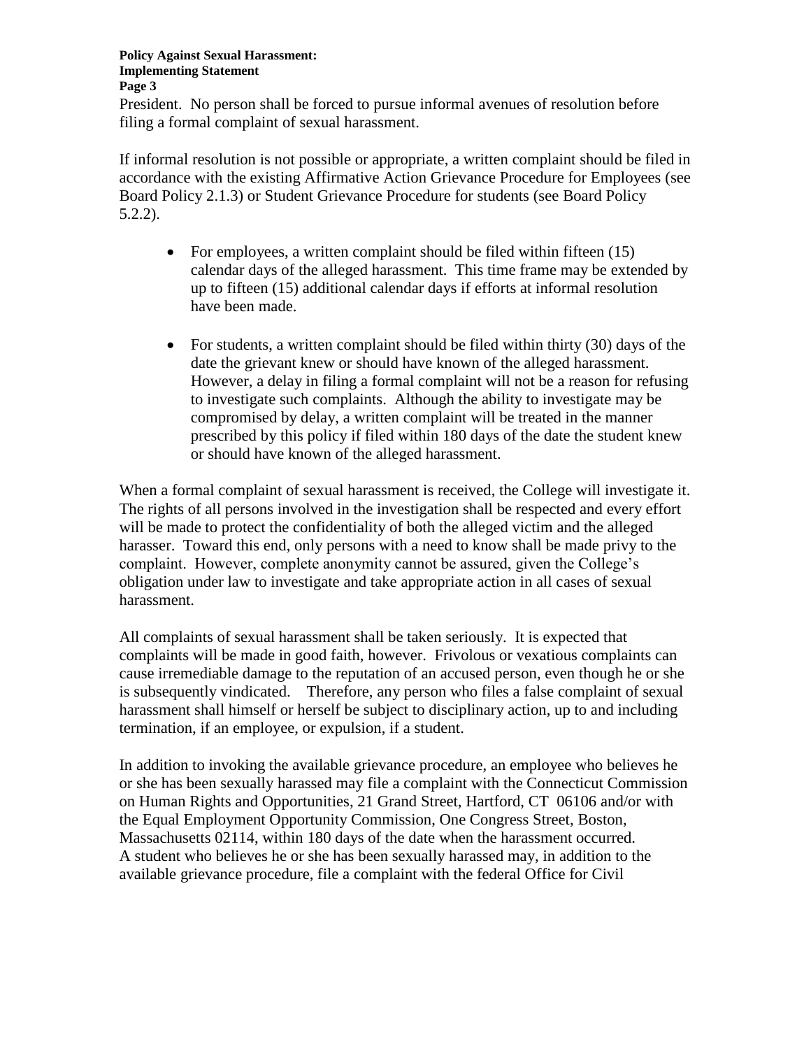President. No person shall be forced to pursue informal avenues of resolution before filing a formal complaint of sexual harassment.

If informal resolution is not possible or appropriate, a written complaint should be filed in accordance with the existing Affirmative Action Grievance Procedure for Employees (see Board Policy 2.1.3) or Student Grievance Procedure for students (see Board Policy 5.2.2).

- For employees, a written complaint should be filed within fifteen (15) calendar days of the alleged harassment. This time frame may be extended by up to fifteen (15) additional calendar days if efforts at informal resolution have been made.

- For students, a written complaint should be filed within thirty (30) days of the date the grievant knew or should have known of the alleged harassment. However, a delay in filing a formal complaint will not be a reason for refusing to investigate such complaints. Although the ability to investigate may be compromised by delay, a written complaint will be treated in the manner prescribed by this policy if filed within 180 days of the date the student knew or should have known of the alleged harassment.

When a formal complaint of sexual harassment is received, the College will investigate it. The rights of all persons involved in the investigation shall be respected and every effort will be made to protect the confidentiality of both the alleged victim and the alleged harasser. Toward this end, only persons with a need to know shall be made privy to the complaint. However, complete anonymity cannot be assured, given the College's obligation under law to investigate and take appropriate action in all cases of sexual harassment.

All complaints of sexual harassment shall be taken seriously. It is expected that complaints will be made in good faith, however. Frivolous or vexatious complaints can cause irremediable damage to the reputation of an accused person, even though he or she is subsequently vindicated. Therefore, any person who files a false complaint of sexual harassment shall himself or herself be subject to disciplinary action, up to and including termination, if an employee, or expulsion, if a student.

In addition to invoking the available grievance procedure, an employee who believes he or she has been sexually harassed may file a complaint with the Connecticut Commission on Human Rights and Opportunities, 21 Grand Street, Hartford, CT 06106 and/or with the Equal Employment Opportunity Commission, One Congress Street, Boston, Massachusetts 02114, within 180 days of the date when the harassment occurred. A student who believes he or she has been sexually harassed may, in addition to the available grievance procedure, file a complaint with the federal Office for Civil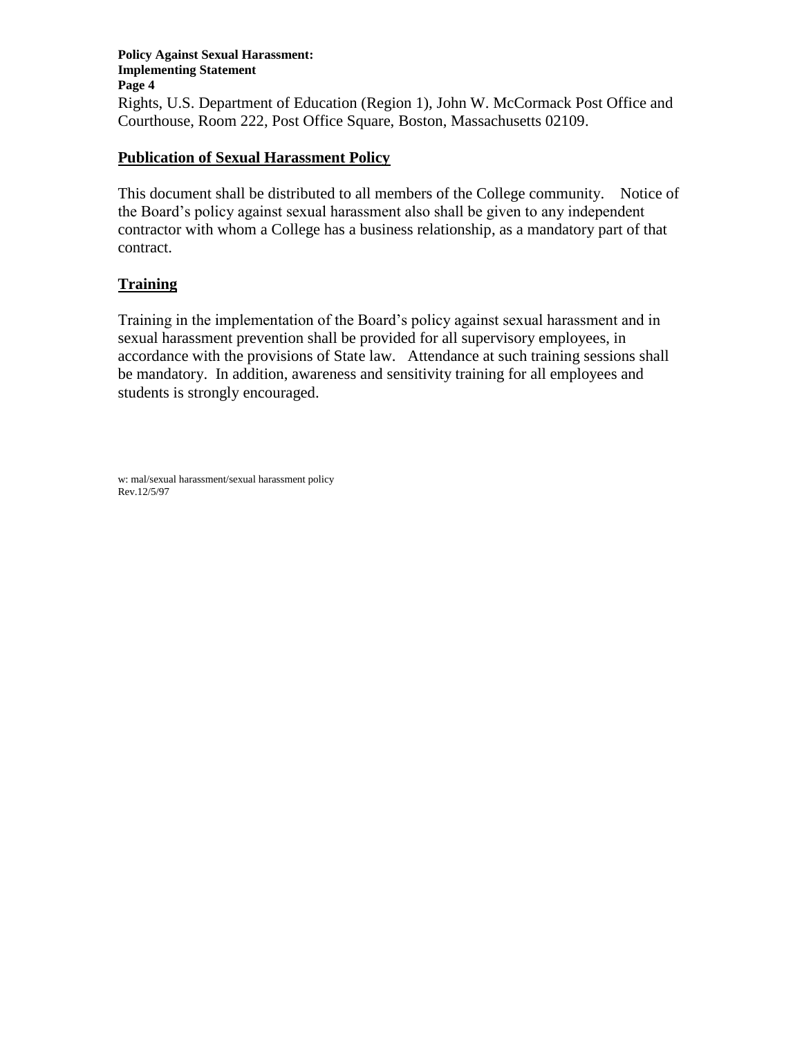Rights, U.S. Department of Education (Region 1), John W. McCormack Post Office and Courthouse, Room 222, Post Office Square, Boston, Massachusetts 02109.

## Publication of Sexual Harassment Policy

This document shall be distributed to all members of the College community. Notice of the Board's policy against sexual harassment also shall be given to any independent contractor with whom a College has a business relationship, as a mandatory part of that contract.

## Training

Training in the implementation of the Board's policy against sexual harassment and in sexual harassment prevention shall be provided for all supervisory employees, in accordance with the provisions of State law. Attendance at such training sessions shall be mandatory. In addition, awareness and sensitivity training for all employees and students is strongly encouraged.

w: mal/sexual harassment/sexual harassment policy
Rev.12/5/97